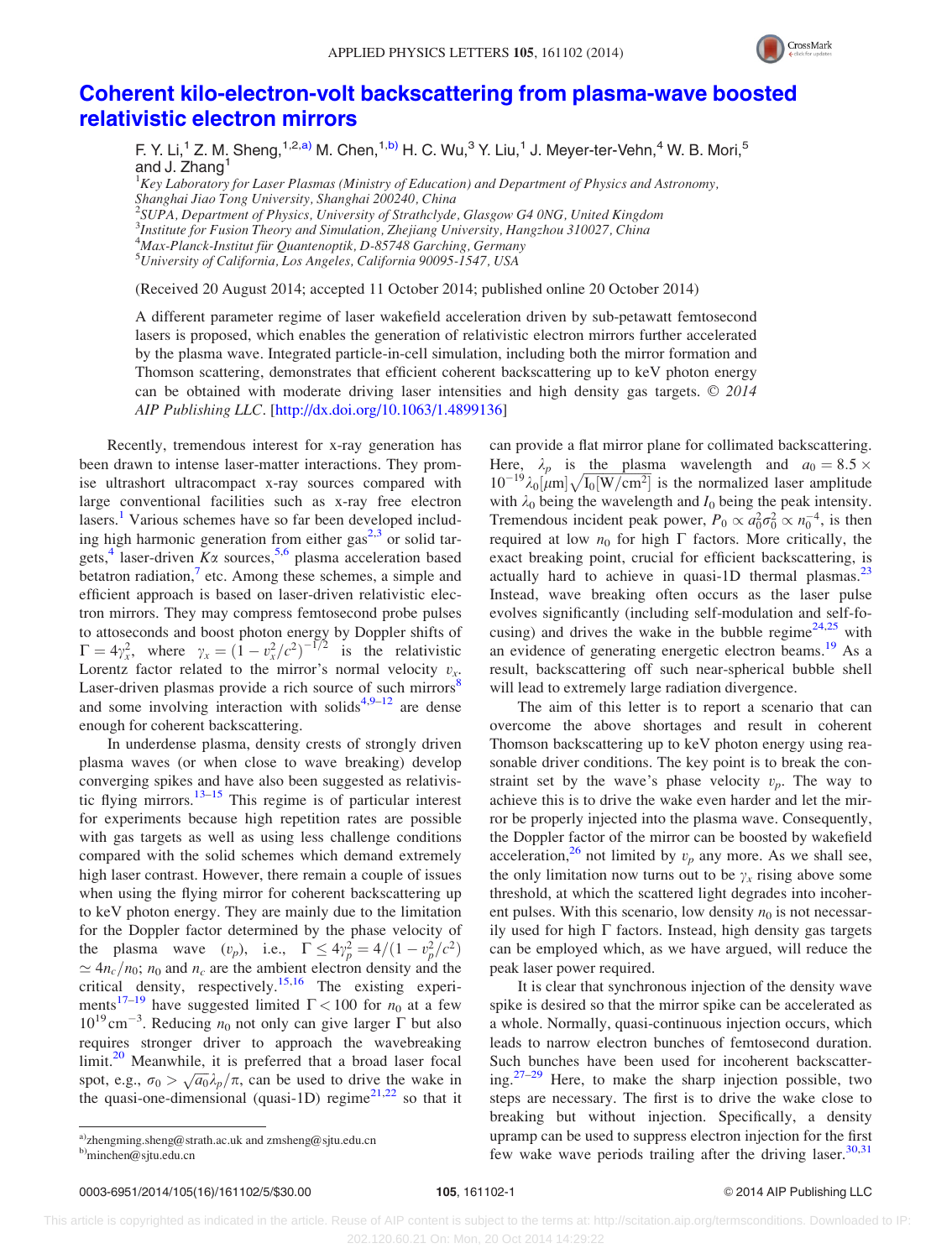# Coherent kilo-electron-volt backscattering from plasma-wave boosted relativistic electron mirrors

F. Y. Li,[1] Z. M. Sheng,[1,2,a)] M. Chen,[1,b)] H. C. Wu,[3] Y. Liu,[1] J. Meyer-ter-Vehn,[4] W. B. Mori,[5] and J. Zhang[1]

[1]*Key Laboratory for Laser Plasmas (Ministry of Education) and Department of Physics and Astronomy, Shanghai Jiao Tong University, Shanghai 200240, China*
[2]*SUPA, Department of Physics, University of Strathclyde, Glasgow G4 0NG, United Kingdom*
[3]*Institute for Fusion Theory and Simulation, Zhejiang University, Hangzhou 310027, China*
[4]*Max-Planck-Institut für Quantenoptik, D-85748 Garching, Germany*
[5]*University of California, Los Angeles, California 90095-1547, USA*

(Received 20 August 2014; accepted 11 October 2014; published online 20 October 2014)

A different parameter regime of laser wakefield acceleration driven by sub-petawatt femtosecond lasers is proposed, which enables the generation of relativistic electron mirrors further accelerated by the plasma wave. Integrated particle-in-cell simulation, including both the mirror formation and Thomson scattering, demonstrates that efficient coherent backscattering up to keV photon energy can be obtained with moderate driving laser intensities and high density gas targets. © *2014 AIP Publishing LLC*. [http://dx.doi.org/10.1063/1.4899136]

Recently, tremendous interest for x-ray generation has been drawn to intense laser-matter interactions. They promise ultrashort ultracompact x-ray sources compared with large conventional facilities such as x-ray free electron lasers.[1] Various schemes have so far been developed including high harmonic generation from either gas[2,3] or solid targets,[4] laser-driven $K\alpha$ sources,[5,6] plasma acceleration based betatron radiation,[7] etc. Among these schemes, a simple and efficient approach is based on laser-driven relativistic electron mirrors. They may compress femtosecond probe pulses to attoseconds and boost photon energy by Doppler shifts of $\Gamma = 4\gamma_x^2$, where $\gamma_x = (1 - v_x^2/c^2)^{-1/2}$ is the relativistic Lorentz factor related to the mirror's normal velocity $v_x$. Laser-driven plasmas provide a rich source of such mirrors[8] and some involving interaction with solids[4,9–12] are dense enough for coherent backscattering.

In underdense plasma, density crests of strongly driven plasma waves (or when close to wave breaking) develop converging spikes and have also been suggested as relativistic flying mirrors.[13–15] This regime is of particular interest for experiments because high repetition rates are possible with gas targets as well as using less challenge conditions compared with the solid schemes which demand extremely high laser contrast. However, there remain a couple of issues when using the flying mirror for coherent backscattering up to keV photon energy. They are mainly due to the limitation for the Doppler factor determined by the phase velocity of the plasma wave ($v_p$), i.e., $\Gamma \leq 4\gamma_p^2 = 4/(1 - v_p^2/c^2) \simeq 4n_c/n_0$; $n_0$ and $n_c$ are the ambient electron density and the critical density, respectively.[15,16] The existing experiments[17–19] have suggested limited $\Gamma < 100$ for $n_0$ at a few $10^{19}\,\text{cm}^{-3}$. Reducing $n_0$ not only can give larger $\Gamma$ but also requires stronger driver to approach the wavebreaking limit.[20] Meanwhile, it is preferred that a broad laser focal spot, e.g., $\sigma_0 > \sqrt{a_0}\lambda_p/\pi$, can be used to drive the wake in the quasi-one-dimensional (quasi-1D) regime[21,22] so that it can provide a flat mirror plane for collimated backscattering. Here, $\lambda_p$ is the plasma wavelength and $a_0 = 8.5 \times 10^{-19}\lambda_0[\mu\text{m}]\sqrt{I_0[\text{W/cm}^2]}$ is the normalized laser amplitude with $\lambda_0$ being the wavelength and $I_0$ being the peak intensity. Tremendous incident peak power, $P_0 \propto a_0^2\sigma_0^2 \propto n_0^{-4}$, is then required at low $n_0$ for high $\Gamma$ factors. More critically, the exact breaking point, crucial for efficient backscattering, is actually hard to achieve in quasi-1D thermal plasmas.[23] Instead, wave breaking often occurs as the laser pulse evolves significantly (including self-modulation and self-focusing) and drives the wake in the bubble regime[24,25] with an evidence of generating energetic electron beams.[19] As a result, backscattering off such near-spherical bubble shell will lead to extremely large radiation divergence.

The aim of this letter is to report a scenario that can overcome the above shortages and result in coherent Thomson backscattering up to keV photon energy using reasonable driver conditions. The key point is to break the constraint set by the wave's phase velocity $v_p$. The way to achieve this is to drive the wake even harder and let the mirror be properly injected into the plasma wave. Consequently, the Doppler factor of the mirror can be boosted by wakefield acceleration,[26] not limited by $v_p$ any more. As we shall see, the only limitation now turns out to be $\gamma_x$ rising above some threshold, at which the scattered light degrades into incoherent pulses. With this scenario, low density $n_0$ is not necessarily used for high $\Gamma$ factors. Instead, high density gas targets can be employed which, as we have argued, will reduce the peak laser power required.

It is clear that synchronous injection of the density wave spike is desired so that the mirror spike can be accelerated as a whole. Normally, quasi-continuous injection occurs, which leads to narrow electron bunches of femtosecond duration. Such bunches have been used for incoherent backscattering.[27–29] Here, to make the sharp injection possible, two steps are necessary. The first is to drive the wake close to breaking but without injection. Specifically, a density upramp can be used to suppress electron injection for the first few wake wave periods trailing after the driving laser.[30,31]

a)zhengming.sheng@strath.ac.uk and zmsheng@sjtu.edu.cn
b)minchen@sjtu.edu.cn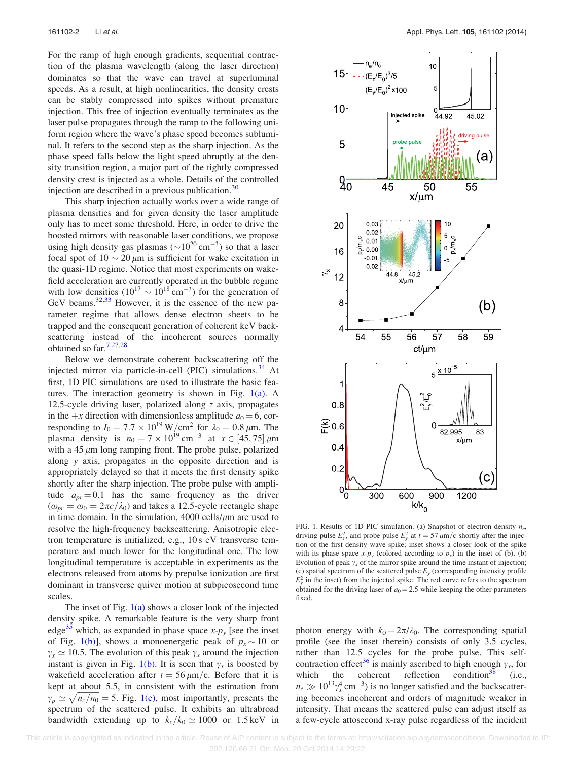For the ramp of high enough gradients, sequential contraction of the plasma wavelength (along the laser direction) dominates so that the wave can travel at superluminal speeds. As a result, at high nonlinearities, the density crests can be stably compressed into spikes without premature injection. This free of injection eventually terminates as the laser pulse propagates through the ramp to the following uniform region where the wave's phase speed becomes subluminal. It refers to the second step as the sharp injection. As the phase speed falls below the light speed abruptly at the density transition region, a major part of the tightly compressed density crest is injected as a whole. Details of the controlled injection are described in a previous publication.[30]

This sharp injection actually works over a wide range of plasma densities and for given density the laser amplitude only has to meet some threshold. Here, in order to drive the boosted mirrors with reasonable laser conditions, we propose using high density gas plasmas ($\sim 10^{20}\,\mathrm{cm}^{-3}$) so that a laser focal spot of $10 \sim 20\,\mu$m is sufficient for wake excitation in the quasi-1D regime. Notice that most experiments on wakefield acceleration are currently operated in the bubble regime with low densities ($10^{17} \sim 10^{18}\,\mathrm{cm}^{-3}$) for the generation of GeV beams.[32,33] However, it is the essence of the new parameter regime that allows dense electron sheets to be trapped and the consequent generation of coherent keV backscattering instead of the incoherent sources normally obtained so far.[7,27,28]

Below we demonstrate coherent backscattering off the injected mirror via particle-in-cell (PIC) simulations.[34] At first, 1D PIC simulations are used to illustrate the basic features. The interaction geometry is shown in Fig. 1(a). A 12.5-cycle driving laser, polarized along $z$ axis, propagates in the $+x$ direction with dimensionless amplitude $a_0 = 6$, corresponding to $I_0 = 7.7 \times 10^{19}\,\mathrm{W/cm^2}$ for $\lambda_0 = 0.8\,\mu$m. The plasma density is $n_0 = 7 \times 10^{19}\,\mathrm{cm}^{-3}$ at $x \in [45, 75]\,\mu$m with a $45\,\mu$m long ramping front. The probe pulse, polarized along $y$ axis, propagates in the opposite direction and is appropriately delayed so that it meets the first density spike shortly after the sharp injection. The probe pulse with amplitude $a_{pr} = 0.1$ has the same frequency as the driver ($\omega_{pr} = \omega_0 = 2\pi c/\lambda_0$) and takes a 12.5-cycle rectangle shape in time domain. In the simulation, 4000 cells/$\mu$m are used to resolve the high-frequency backscattering. Anisotropic electron temperature is initialized, e.g., 10 s eV transverse temperature and much lower for the longitudinal one. The low longitudinal temperature is acceptable in experiments as the electrons released from atoms by prepulse ionization are first dominant in transverse quiver motion at subpicosecond time scales.

The inset of Fig. 1(a) shows a closer look of the injected density spike. A remarkable feature is the very sharp front edge[35] which, as expanded in phase space $x$-$p_y$ [see the inset of Fig. 1(b)], shows a monoenergetic peak of $p_x \sim 10$ or $\gamma_x \simeq 10.5$. The evolution of this peak $\gamma_x$ around the injection instant is given in Fig. 1(b). It is seen that $\gamma_x$ is boosted by wakefield acceleration after $t = 56\,\mu\mathrm{m}/c$. Before that it is kept at about 5.5, in consistent with the estimation from $\gamma_p \simeq \sqrt{n_c/n_0} = 5$. Fig. 1(c), most importantly, presents the spectrum of the scattered pulse. It exhibits an ultrabroad bandwidth extending up to $k_x/k_0 \simeq 1000$ or 1.5 keV in photon energy with $k_0 = 2\pi/\lambda_0$. The corresponding spatial profile (see the inset therein) consists of only 3.5 cycles, rather than 12.5 cycles for the probe pulse. This self-contraction effect[36] is mainly ascribed to high enough $\gamma_x$, for which the coherent reflection condition[38] (i.e., $n_e \gg 10^{13}\gamma_x^4\,\mathrm{cm}^{-3}$) is no longer satisfied and the backscattering becomes incoherent and orders of magnitude weaker in intensity. That means the scattered pulse can adjust itself as a few-cycle attosecond x-ray pulse regardless of the incident

FIG. 1. Results of 1D PIC simulation. (a) Snapshot of electron density $n_e$, driving pulse $E_z^2$, and probe pulse $E_y^2$ at $t = 57\,\mu\mathrm{m}/c$ shortly after the injection of the first density wave spike; inset shows a closer look of the spike with its phase space $x$-$p_y$ (colored according to $p_x$) in the inset of (b). (b) Evolution of peak $\gamma_x$ of the mirror spike around the time instant of injection; (c) spatial spectrum of the scattered pulse $E_y$ (corresponding intensity profile $E_y^2$ in the inset) from the injected spike. The red curve refers to the spectrum obtained for the driving laser of $a_0 = 2.5$ while keeping the other parameters fixed.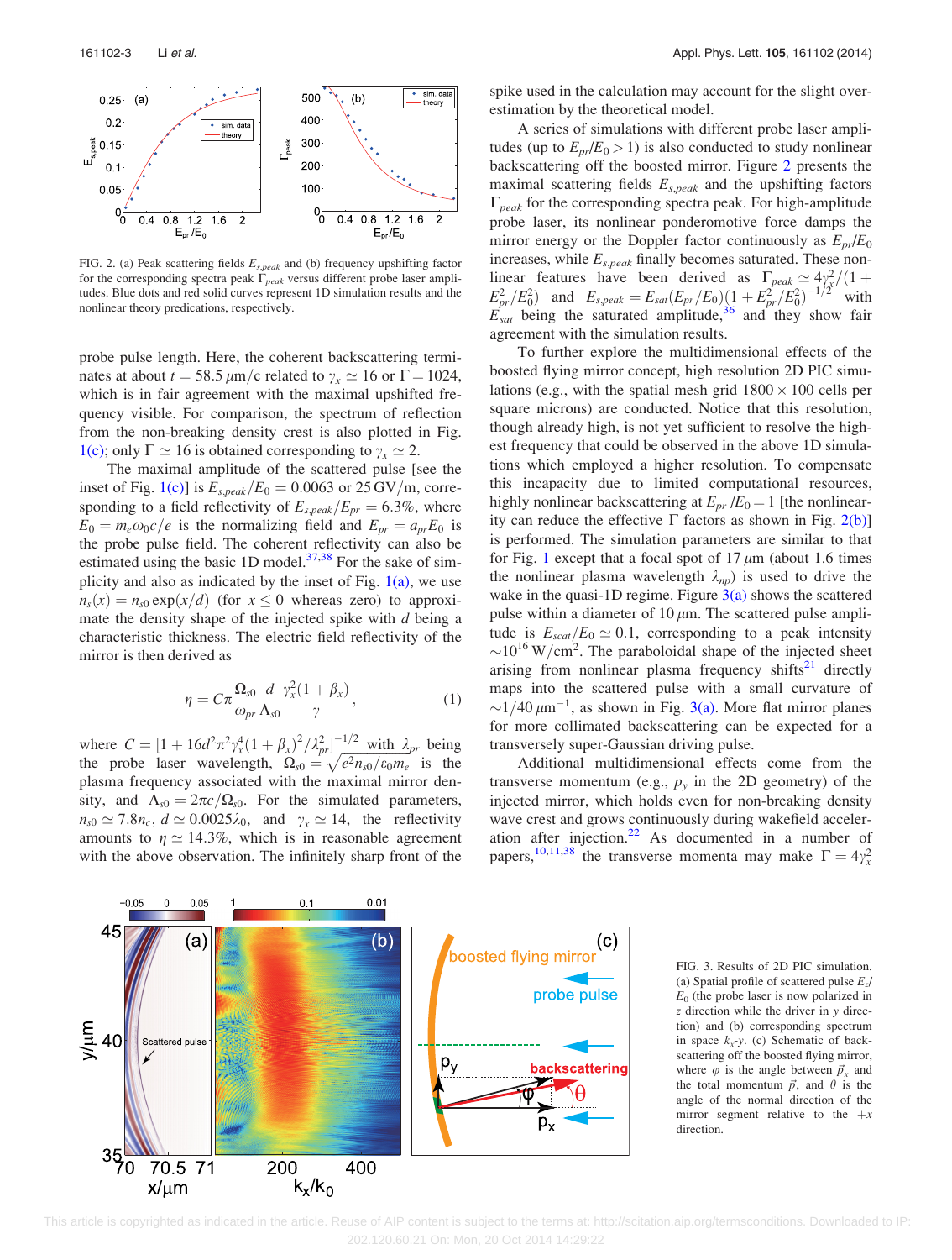FIG. 2. (a) Peak scattering fields $E_{s,peak}$ and (b) frequency upshifting factor for the corresponding spectra peak $\Gamma_{peak}$ versus different probe laser amplitudes. Blue dots and red solid curves represent 1D simulation results and the nonlinear theory predictions, respectively.

probe pulse length. Here, the coherent backscattering terminates at about $t = 58.5\,\mu$m/c related to $\gamma_x \simeq 16$ or $\Gamma = 1024$, which is in fair agreement with the maximal upshifted frequency visible. For comparison, the spectrum of reflection from the non-breaking density crest is also plotted in Fig. 1(c); only $\Gamma \simeq 16$ is obtained corresponding to $\gamma_x \simeq 2$.

The maximal amplitude of the scattered pulse [see the inset of Fig. 1(c)] is $E_{s,peak}/E_0 = 0.0063$ or 25 GV/m, corresponding to a field reflectivity of $E_{s,peak}/E_{pr} = 6.3\%$, where $E_0 = m_e\omega_0 c/e$ is the normalizing field and $E_{pr} = a_{pr}E_0$ is the probe pulse field. The coherent reflectivity can also be estimated using the basic 1D model.[37,38] For the sake of simplicity and also as indicated by the inset of Fig. 1(a), we use $n_s(x) = n_{s0}\exp(x/d)$ (for $x \le 0$ whereas zero) to approximate the density shape of the injected spike with $d$ being a characteristic thickness. The electric field reflectivity of the mirror is then derived as

$$\eta = C\pi\frac{\Omega_{s0}}{\omega_{pr}}\frac{d}{\Lambda_{s0}}\frac{\gamma_x^2(1+\beta_x)}{\gamma}, \tag{1}$$

where $C = [1 + 16d^2\pi^2\gamma_x^4(1+\beta_x)^2/\lambda_{pr}^2]^{-1/2}$ with $\lambda_{pr}$ being the probe laser wavelength, $\Omega_{s0} = \sqrt{e^2 n_{s0}/\varepsilon_0 m_e}$ is the plasma frequency associated with the maximal mirror density, and $\Lambda_{s0} = 2\pi c/\Omega_{s0}$. For the simulated parameters, $n_{s0} \simeq 7.8n_c$, $d \simeq 0.0025\lambda_0$, and $\gamma_x \simeq 14$, the reflectivity amounts to $\eta \simeq 14.3\%$, which is in reasonable agreement with the above observation. The infinitely sharp front of the spike used in the calculation may account for the slight overestimation by the theoretical model.

A series of simulations with different probe laser amplitudes (up to $E_{pr}/E_0 > 1$) is also conducted to study nonlinear backscattering off the boosted mirror. Figure 2 presents the maximal scattering fields $E_{s,peak}$ and the upshifting factors $\Gamma_{peak}$ for the corresponding spectra peak. For high-amplitude probe laser, its nonlinear ponderomotive force damps the mirror energy or the Doppler factor continuously as $E_{pr}/E_0$ increases, while $E_{s,peak}$ finally becomes saturated. These nonlinear features have been derived as $\Gamma_{peak} \simeq 4\gamma_x^2/(1 + E_{pr}^2/E_0^2)$ and $E_{s,peak} = E_{sat}(E_{pr}/E_0)(1 + E_{pr}^2/E_0^2)^{-1/2}$ with $E_{sat}$ being the saturated amplitude,[36] and they show fair agreement with the simulation results.

To further explore the multidimensional effects of the boosted flying mirror concept, high resolution 2D PIC simulations (e.g., with the spatial mesh grid $1800 \times 100$ cells per square microns) are conducted. Notice that this resolution, though already high, is not yet sufficient to resolve the highest frequency that could be observed in the above 1D simulations which employed a higher resolution. To compensate this incapacity due to limited computational resources, highly nonlinear backscattering at $E_{pr}/E_0 = 1$ [the nonlinearity can reduce the effective $\Gamma$ factors as shown in Fig. 2(b)] is performed. The simulation parameters are similar to that for Fig. 1 except that a focal spot of 17 $\mu$m (about 1.6 times the nonlinear plasma wavelength $\lambda_{np}$) is used to drive the wake in the quasi-1D regime. Figure 3(a) shows the scattered pulse within a diameter of 10 $\mu$m. The scattered pulse amplitude is $E_{scat}/E_0 \simeq 0.1$, corresponding to a peak intensity $\sim 10^{16}$ W/cm$^2$. The paraboloidal shape of the injected sheet arising from nonlinear plasma frequency shifts[21] directly maps into the scattered pulse with a small curvature of $\sim 1/40\,\mu$m$^{-1}$, as shown in Fig. 3(a). More flat mirror planes for more collimated backscattering can be expected for a transversely super-Gaussian driving pulse.

Additional multidimensional effects come from the transverse momentum (e.g., $p_y$ in the 2D geometry) of the injected mirror, which holds even for non-breaking density wave crest and grows continuously during wakefield acceleration after injection.[22] As documented in a number of papers,[10,11,38] the transverse momenta may make $\Gamma = 4\gamma_x^2$

FIG. 3. Results of 2D PIC simulation. (a) Spatial profile of scattered pulse $E_z/E_0$ (the probe laser is now polarized in $z$ direction while the driver in $y$ direction) and (b) corresponding spectrum in space $k_x$-$y$. (c) Schematic of backscattering off the boosted flying mirror, where $\varphi$ is the angle between $\vec{p}_x$ and the total momentum $\vec{p}$, and $\theta$ is the angle of the normal direction of the mirror segment relative to the $+x$ direction.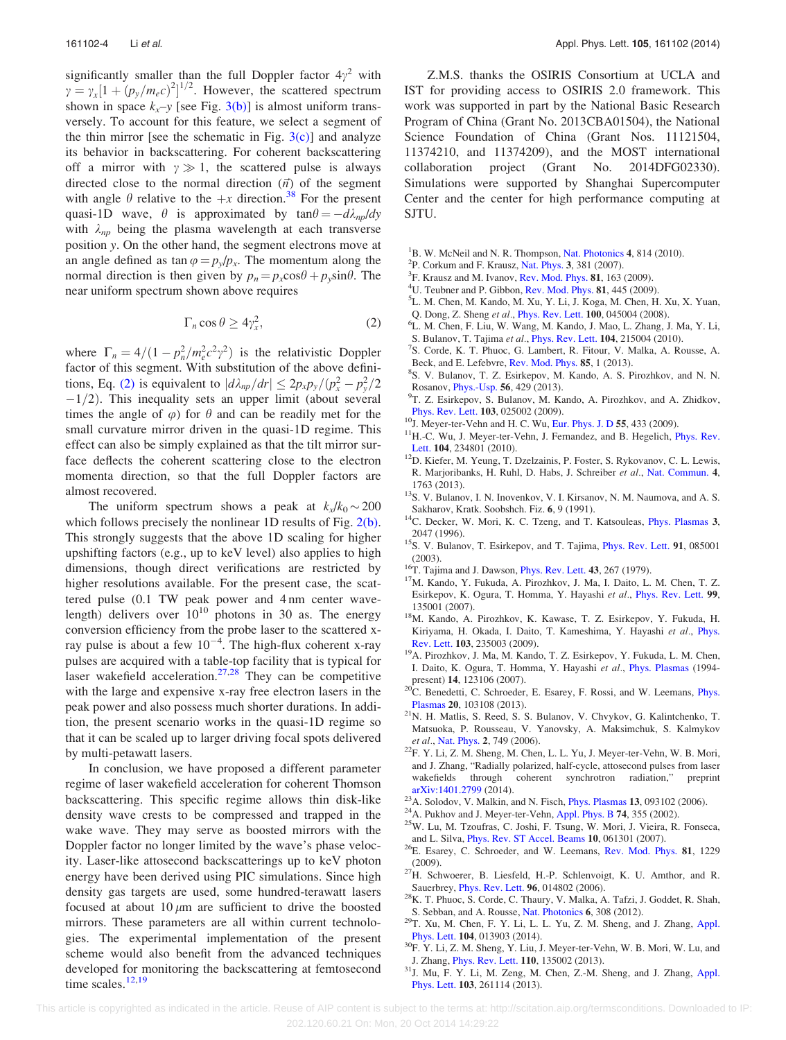significantly smaller than the full Doppler factor $4\gamma^2$ with $\gamma = \gamma_x[1 + (p_y/m_e c)^2]^{1/2}$. However, the scattered spectrum shown in space $k_x$–$y$ [see Fig. 3(b)] is almost uniform transversely. To account for this feature, we select a segment of the thin mirror [see the schematic in Fig. 3(c)] and analyze its behavior in backscattering. For coherent backscattering off a mirror with $\gamma \gg 1$, the scattered pulse is always directed close to the normal direction ($\vec{n}$) of the segment with angle $\theta$ relative to the $+x$ direction.[38] For the present quasi-1D wave, $\theta$ is approximated by $\tan\theta = -d\lambda_{np}/dy$ with $\lambda_{np}$ being the plasma wavelength at each transverse position $y$. On the other hand, the segment electrons move at an angle defined as $\tan\varphi = p_y/p_x$. The momentum along the normal direction is then given by $p_n = p_x\cos\theta + p_y\sin\theta$. The near uniform spectrum shown above requires

$$\Gamma_n \cos\theta \geq 4\gamma_x^2, \tag{2}$$

where $\Gamma_n = 4/(1 - p_n^2/m_e^2c^2\gamma^2)$ is the relativistic Doppler factor of this segment. With substitution of the above definitions, Eq. (2) is equivalent to $|d\lambda_{np}/dr| \leq 2p_xp_y/(p_x^2 - p_y^2/2 - 1/2)$. This inequality sets an upper limit (about several times the angle of $\varphi$) for $\theta$ and can be readily met for the small curvature mirror driven in the quasi-1D regime. This effect can also be simply explained as that the tilt mirror surface deflects the coherent scattering close to the electron momenta direction, so that the full Doppler factors are almost recovered.

The uniform spectrum shows a peak at $k_x/k_0 \sim 200$ which follows precisely the nonlinear 1D results of Fig. 2(b). This strongly suggests that the above 1D scaling for higher upshifting factors (e.g., up to keV level) also applies to high dimensions, though direct verifications are restricted by higher resolutions available. For the present case, the scattered pulse (0.1 TW peak power and 4 nm center wavelength) delivers over $10^{10}$ photons in 30 as. The energy conversion efficiency from the probe laser to the scattered x-ray pulse is about a few $10^{-4}$. The high-flux coherent x-ray pulses are acquired with a table-top facility that is typical for laser wakefield acceleration.[27,28] They can be competitive with the large and expensive x-ray free electron lasers in the peak power and also possess much shorter durations. In addition, the present scenario works in the quasi-1D regime so that it can be scaled up to larger driving focal spots delivered by multi-petawatt lasers.

In conclusion, we have proposed a different parameter regime of laser wakefield acceleration for coherent Thomson backscattering. This specific regime allows thin disk-like density wave crests to be compressed and trapped in the wake wave. They may serve as boosted mirrors with the Doppler factor no longer limited by the wave's phase velocity. Laser-like attosecond backscatterings up to keV photon energy have been derived using PIC simulations. Since high density gas targets are used, some hundred-terawatt lasers focused at about 10 $\mu$m are sufficient to drive the boosted mirrors. These parameters are all within current technologies. The experimental implementation of the present scheme would also benefit from the advanced techniques developed for monitoring the backscattering at femtosecond time scales.[12,19]

Z.M.S. thanks the OSIRIS Consortium at UCLA and IST for providing access to OSIRIS 2.0 framework. This work was supported in part by the National Basic Research Program of China (Grant No. 2013CBA01504), the National Science Foundation of China (Grant Nos. 11121504, 11374210, and 11374209), and the MOST international collaboration project (Grant No. 2014DFG02330). Simulations were supported by Shanghai Supercomputer Center and the center for high performance computing at SJTU.

[1] B. W. McNeil and N. R. Thompson, Nat. Photonics **4**, 814 (2010).
[2] P. Corkum and F. Krausz, Nat. Phys. **3**, 381 (2007).
[3] F. Krausz and M. Ivanov, Rev. Mod. Phys. **81**, 163 (2009).
[4] U. Teubner and P. Gibbon, Rev. Mod. Phys. **81**, 445 (2009).
[5] L. M. Chen, M. Kando, M. Xu, Y. Li, J. Koga, M. Chen, H. Xu, X. Yuan, Q. Dong, Z. Sheng *et al.*, Phys. Rev. Lett. **100**, 045004 (2008).
[6] L. M. Chen, F. Liu, W. Wang, M. Kando, J. Mao, L. Zhang, J. Ma, Y. Li, S. Bulanov, T. Tajima *et al.*, Phys. Rev. Lett. **104**, 215004 (2010).
[7] S. Corde, K. T. Phuoc, G. Lambert, R. Fitour, V. Malka, A. Rousse, A. Beck, and E. Lefebvre, Rev. Mod. Phys. **85**, 1 (2013).
[8] S. V. Bulanov, T. Z. Esirkepov, M. Kando, A. S. Pirozhkov, and N. N. Rosanov, Phys.-Usp. **56**, 429 (2013).
[9] T. Z. Esirkepov, S. Bulanov, M. Kando, A. Pirozhkov, and A. Zhidkov, Phys. Rev. Lett. **103**, 025002 (2009).
[10] J. Meyer-ter-Vehn and H. C. Wu, Eur. Phys. J. D **55**, 433 (2009).
[11] H.-C. Wu, J. Meyer-ter-Vehn, J. Fernandez, and B. Hegelich, Phys. Rev. Lett. **104**, 234801 (2010).
[12] D. Kiefer, M. Yeung, T. Dzelzainis, P. Foster, S. Rykovanov, C. L. Lewis, R. Marjoribanks, H. Ruhl, D. Habs, J. Schreiber *et al.*, Nat. Commun. **4**, 1763 (2013).
[13] S. V. Bulanov, I. N. Inovenkov, V. I. Kirsanov, N. M. Naumova, and A. S. Sakharov, Kratk. Soobshch. Fiz. **6**, 9 (1991).
[14] C. Decker, W. Mori, K. C. Tzeng, and T. Katsouleas, Phys. Plasmas **3**, 2047 (1996).
[15] S. V. Bulanov, T. Esirkepov, and T. Tajima, Phys. Rev. Lett. **91**, 085001 (2003).
[16] T. Tajima and J. Dawson, Phys. Rev. Lett. **43**, 267 (1979).
[17] M. Kando, Y. Fukuda, A. Pirozhkov, J. Ma, I. Daito, L. M. Chen, T. Z. Esirkepov, K. Ogura, T. Homma, Y. Hayashi *et al.*, Phys. Rev. Lett. **99**, 135001 (2007).
[18] M. Kando, A. Pirozhkov, K. Kawase, T. Z. Esirkepov, Y. Fukuda, H. Kiriyama, H. Okada, I. Daito, T. Kameshima, Y. Hayashi *et al.*, Phys. Rev. Lett. **103**, 235003 (2009).
[19] A. Pirozhkov, J. Ma, M. Kando, T. Z. Esirkepov, Y. Fukuda, L. M. Chen, I. Daito, K. Ogura, T. Homma, Y. Hayashi *et al.*, Phys. Plasmas (1994-present) **14**, 123106 (2007).
[20] C. Benedetti, C. Schroeder, E. Esarey, F. Rossi, and W. Leemans, Phys. Plasmas **20**, 103108 (2013).
[21] N. H. Matlis, S. Reed, S. S. Bulanov, V. Chvykov, G. Kalintchenko, T. Matsuoka, P. Rousseau, V. Yanovsky, A. Maksimchuk, S. Kalmykov *et al.*, Nat. Phys. **2**, 749 (2006).
[22] F. Y. Li, Z. M. Sheng, M. Chen, L. L. Yu, J. Meyer-ter-Vehn, W. B. Mori, and J. Zhang, "Radially polarized, half-cycle, attosecond pulses from laser wakefields through coherent synchrotron radiation," preprint arXiv:1401.2799 (2014).
[23] A. Solodov, V. Malkin, and N. Fisch, Phys. Plasmas **13**, 093102 (2006).
[24] A. Pukhov and J. Meyer-ter-Vehn, Appl. Phys. B **74**, 355 (2002).
[25] W. Lu, M. Tzoufras, C. Joshi, F. Tsung, W. Mori, J. Vieira, R. Fonseca, and L. Silva, Phys. Rev. ST Accel. Beams **10**, 061301 (2007).
[26] E. Esarey, C. Schroeder, and W. Leemans, Rev. Mod. Phys. **81**, 1229 (2009).
[27] H. Schwoerer, B. Liesfeld, H.-P. Schlenvoigt, K. U. Amthor, and R. Sauerbrey, Phys. Rev. Lett. **96**, 014802 (2006).
[28] K. T. Phuoc, S. Corde, C. Thaury, V. Malka, A. Tafzi, J. Goddet, R. Shah, S. Sebban, and A. Rousse, Nat. Photonics **6**, 308 (2012).
[29] T. Xu, M. Chen, F. Y. Li, L. L. Yu, Z. M. Sheng, and J. Zhang, Appl. Phys. Lett. **104**, 013903 (2014).
[30] F. Y. Li, Z. M. Sheng, Y. Liu, J. Meyer-ter-Vehn, W. B. Mori, W. Lu, and J. Zhang, Phys. Rev. Lett. **110**, 135002 (2013).
[31] J. Mu, F. Y. Li, M. Zeng, M. Chen, Z.-M. Sheng, and J. Zhang, Appl. Phys. Lett. **103**, 261114 (2013).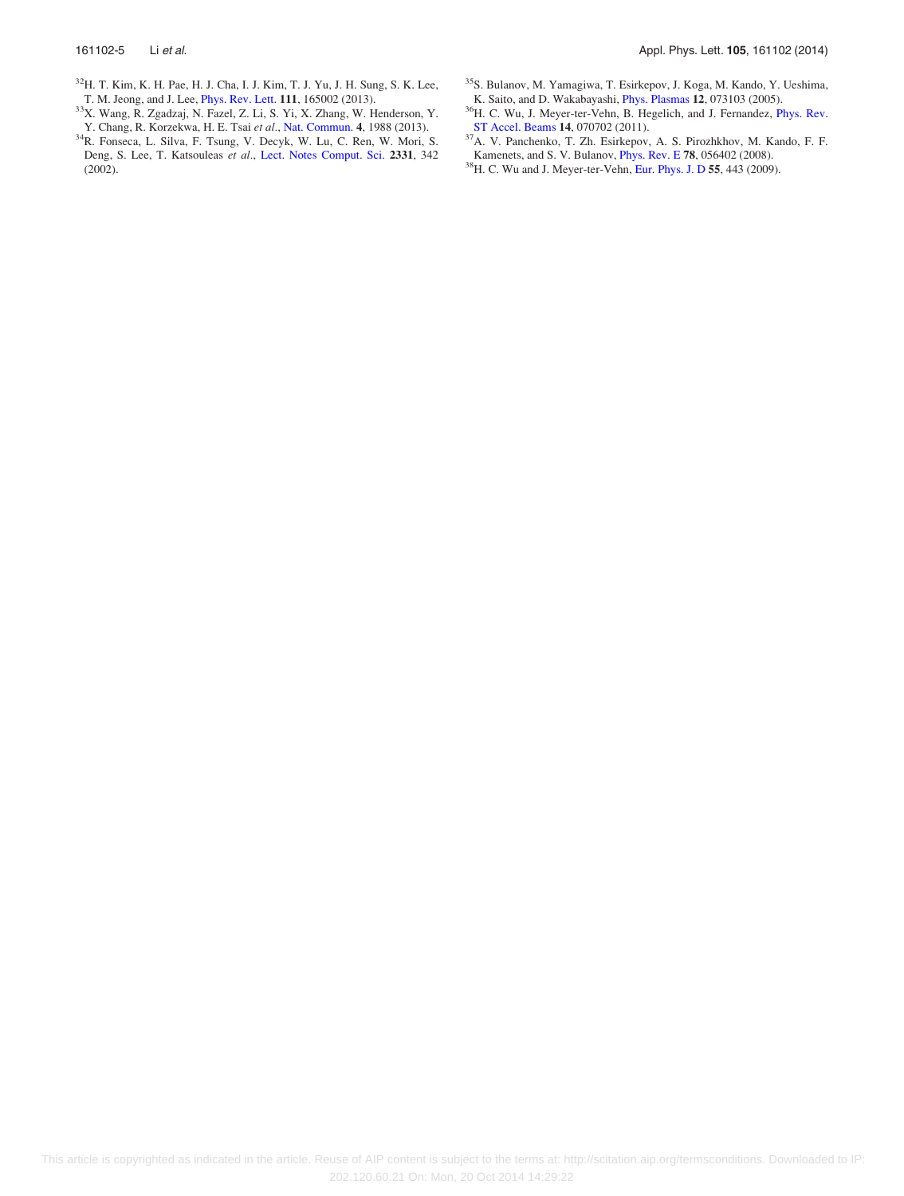[32] H. T. Kim, K. H. Pae, H. J. Cha, I. J. Kim, T. J. Yu, J. H. Sung, S. K. Lee, T. M. Jeong, and J. Lee, Phys. Rev. Lett. **111**, 165002 (2013).

[33] X. Wang, R. Zgadzaj, N. Fazel, Z. Li, S. Yi, X. Zhang, W. Henderson, Y. Y. Chang, R. Korzekwa, H. E. Tsai *et al.*, Nat. Commun. **4**, 1988 (2013).

[34] R. Fonseca, L. Silva, F. Tsung, V. Decyk, W. Lu, C. Ren, W. Mori, S. Deng, S. Lee, T. Katsouleas *et al.*, Lect. Notes Comput. Sci. **2331**, 342 (2002).

[35] S. Bulanov, M. Yamagiwa, T. Esirkepov, J. Koga, M. Kando, Y. Ueshima, K. Saito, and D. Wakabayashi, Phys. Plasmas **12**, 073103 (2005).

[36] H. C. Wu, J. Meyer-ter-Vehn, B. Hegelich, and J. Fernandez, Phys. Rev. ST Accel. Beams **14**, 070702 (2011).

[37] A. V. Panchenko, T. Zh. Esirkepov, A. S. Pirozhkhov, M. Kando, F. F. Kamenets, and S. V. Bulanov, Phys. Rev. E **78**, 056402 (2008).

[38] H. C. Wu and J. Meyer-ter-Vehn, Eur. Phys. J. D **55**, 443 (2009).